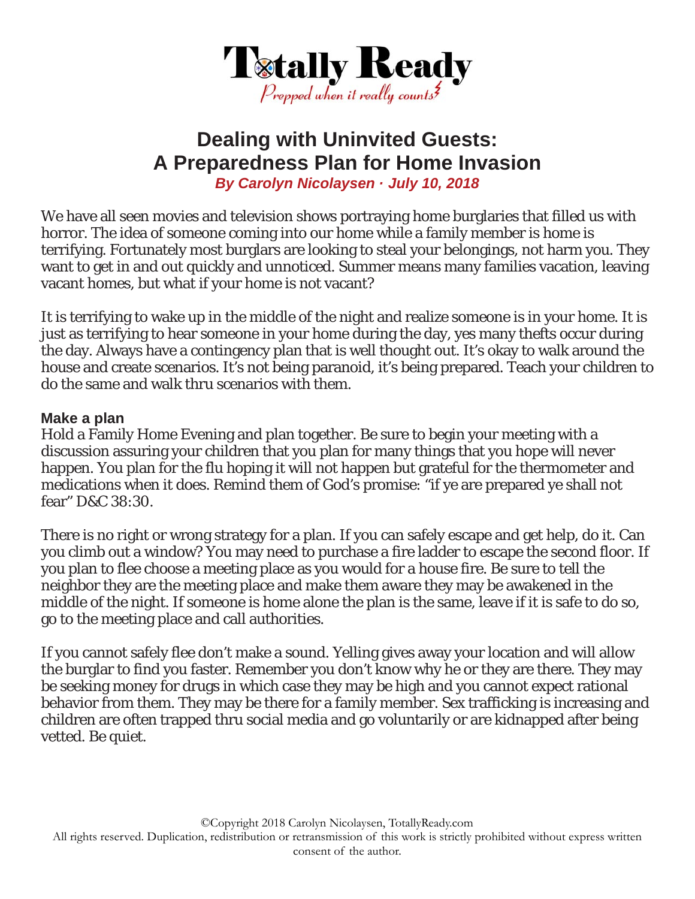# Dealing with Uninvited Guests: A Preparedness Plan for Home Invasion

***By Carolyn Nicolaysen · July 10, 2018***

We have all seen movies and television shows portraying home burglaries that filled us with horror. The idea of someone coming into our home while a family member is home is terrifying. Fortunately most burglars are looking to steal your belongings, not harm you. They want to get in and out quickly and unnoticed. Summer means many families vacation, leaving vacant homes, but what if your home is not vacant?

It is terrifying to wake up in the middle of the night and realize someone is in your home. It is just as terrifying to hear someone in your home during the day, yes many thefts occur during the day. Always have a contingency plan that is well thought out. It's okay to walk around the house and create scenarios. It's not being paranoid, it's being prepared. Teach your children to do the same and walk thru scenarios with them.

### Make a plan

Hold a Family Home Evening and plan together. Be sure to begin your meeting with a discussion assuring your children that you plan for many things that you hope will never happen. You plan for the flu hoping it will not happen but grateful for the thermometer and medications when it does. Remind them of God's promise: "if ye are prepared ye shall not fear" D&C 38:30.

There is no right or wrong strategy for a plan. If you can safely escape and get help, do it. Can you climb out a window? You may need to purchase a fire ladder to escape the second floor. If you plan to flee choose a meeting place as you would for a house fire. Be sure to tell the neighbor they are the meeting place and make them aware they may be awakened in the middle of the night. If someone is home alone the plan is the same, leave if it is safe to do so, go to the meeting place and call authorities.

If you cannot safely flee don't make a sound. Yelling gives away your location and will allow the burglar to find you faster. Remember you don't know why he or they are there. They may be seeking money for drugs in which case they may be high and you cannot expect rational behavior from them. They may be there for a family member. Sex trafficking is increasing and children are often trapped thru social media and go voluntarily or are kidnapped after being vetted. Be quiet.

©Copyright 2018 Carolyn Nicolaysen, TotallyReady.com
All rights reserved. Duplication, redistribution or retransmission of this work is strictly prohibited without express written consent of the author.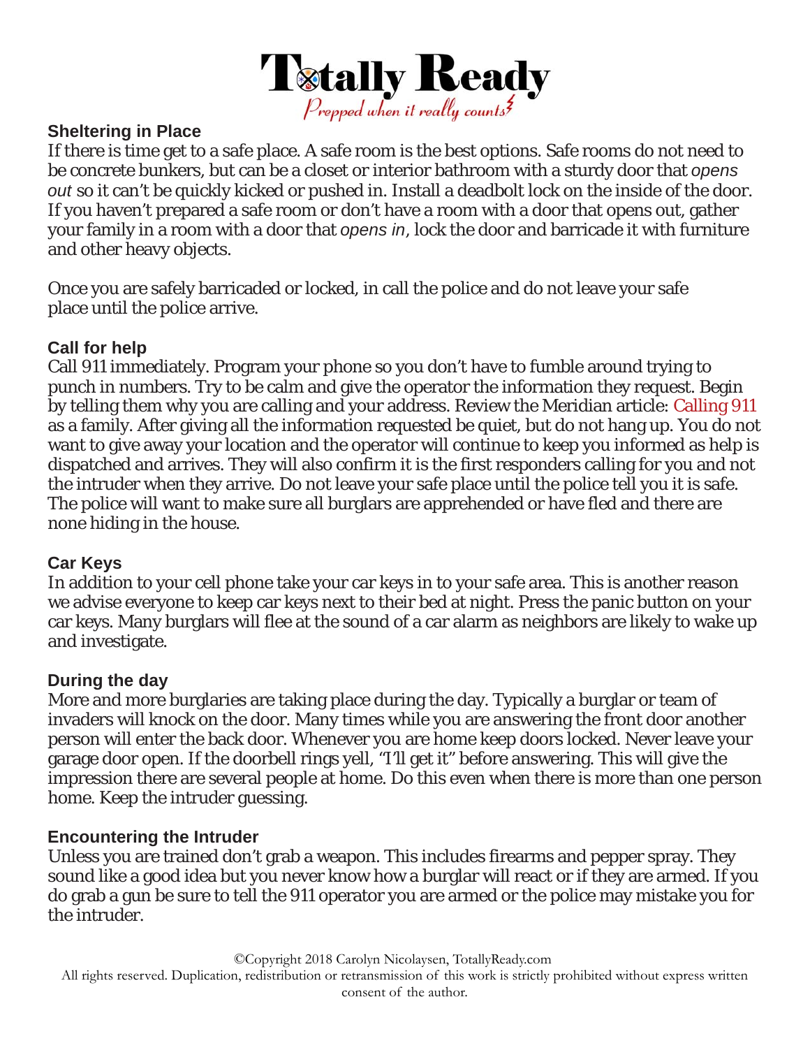### Sheltering in Place

If there is time get to a safe place. A safe room is the best options. Safe rooms do not need to be concrete bunkers, but can be a closet or interior bathroom with a sturdy door that *opens out* so it can't be quickly kicked or pushed in. Install a deadbolt lock on the inside of the door. If you haven't prepared a safe room or don't have a room with a door that opens out, gather your family in a room with a door that *opens in*, lock the door and barricade it with furniture and other heavy objects.

Once you are safely barricaded or locked, in call the police and do not leave your safe place until the police arrive.

### Call for help

Call 911 immediately. Program your phone so you don't have to fumble around trying to punch in numbers. Try to be calm and give the operator the information they request. Begin by telling them why you are calling and your address. Review the Meridian article: Calling 911 as a family. After giving all the information requested be quiet, but do not hang up. You do not want to give away your location and the operator will continue to keep you informed as help is dispatched and arrives. They will also confirm it is the first responders calling for you and not the intruder when they arrive. Do not leave your safe place until the police tell you it is safe. The police will want to make sure all burglars are apprehended or have fled and there are none hiding in the house.

### Car Keys

In addition to your cell phone take your car keys in to your safe area. This is another reason we advise everyone to keep car keys next to their bed at night. Press the panic button on your car keys. Many burglars will flee at the sound of a car alarm as neighbors are likely to wake up and investigate.

### During the day

More and more burglaries are taking place during the day. Typically a burglar or team of invaders will knock on the door. Many times while you are answering the front door another person will enter the back door. Whenever you are home keep doors locked. Never leave your garage door open. If the doorbell rings yell, "I'll get it" before answering. This will give the impression there are several people at home. Do this even when there is more than one person home. Keep the intruder guessing.

### Encountering the Intruder

Unless you are trained don't grab a weapon. This includes firearms and pepper spray. They sound like a good idea but you never know how a burglar will react or if they are armed. If you do grab a gun be sure to tell the 911 operator you are armed or the police may mistake you for the intruder.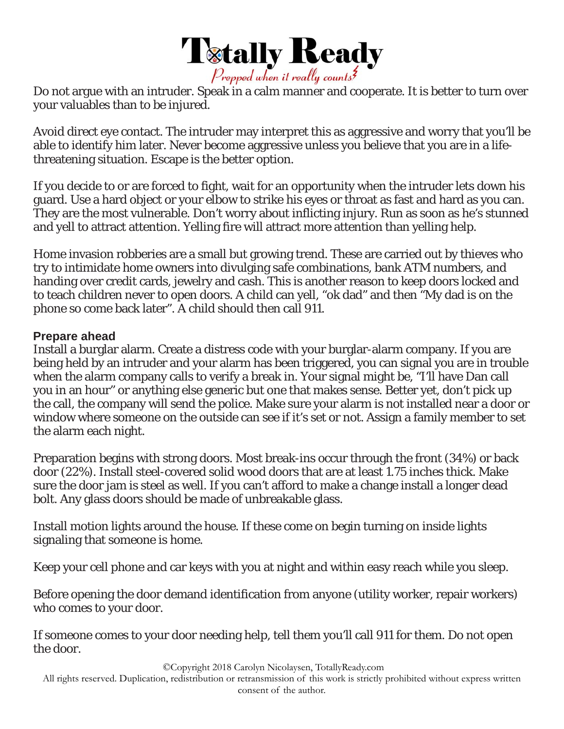Do not argue with an intruder. Speak in a calm manner and cooperate. It is better to turn over your valuables than to be injured.

Avoid direct eye contact. The intruder may interpret this as aggressive and worry that you'll be able to identify him later. Never become aggressive unless you believe that you are in a life-threatening situation. Escape is the better option.

If you decide to or are forced to fight, wait for an opportunity when the intruder lets down his guard. Use a hard object or your elbow to strike his eyes or throat as fast and hard as you can. They are the most vulnerable. Don't worry about inflicting injury. Run as soon as he's stunned and yell to attract attention. Yelling fire will attract more attention than yelling help.

Home invasion robberies are a small but growing trend. These are carried out by thieves who try to intimidate home owners into divulging safe combinations, bank ATM numbers, and handing over credit cards, jewelry and cash. This is another reason to keep doors locked and to teach children never to open doors. A child can yell, "ok dad" and then "My dad is on the phone so come back later". A child should then call 911.

**Prepare ahead**

Install a burglar alarm. Create a distress code with your burglar-alarm company. If you are being held by an intruder and your alarm has been triggered, you can signal you are in trouble when the alarm company calls to verify a break in. Your signal might be, "I'll have Dan call you in an hour" or anything else generic but one that makes sense. Better yet, don't pick up the call, the company will send the police. Make sure your alarm is not installed near a door or window where someone on the outside can see if it's set or not. Assign a family member to set the alarm each night.

Preparation begins with strong doors. Most break-ins occur through the front (34%) or back door (22%). Install steel-covered solid wood doors that are at least 1.75 inches thick. Make sure the door jam is steel as well. If you can't afford to make a change install a longer dead bolt. Any glass doors should be made of unbreakable glass.

Install motion lights around the house. If these come on begin turning on inside lights signaling that someone is home.

Keep your cell phone and car keys with you at night and within easy reach while you sleep.

Before opening the door demand identification from anyone (utility worker, repair workers) who comes to your door.

If someone comes to your door needing help, tell them you'll call 911 for them. Do not open the door.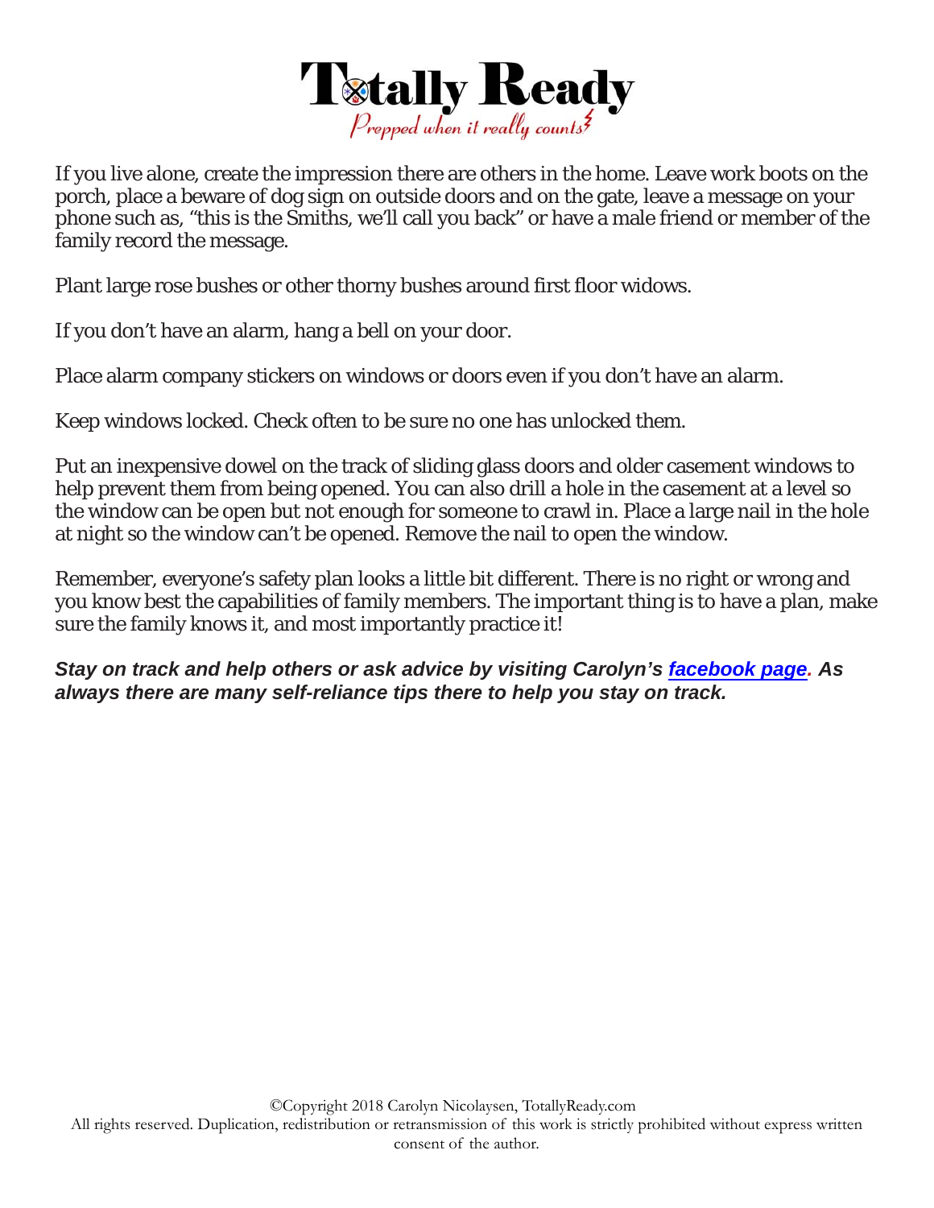If you live alone, create the impression there are others in the home. Leave work boots on the porch, place a beware of dog sign on outside doors and on the gate, leave a message on your phone such as, "this is the Smiths, we'll call you back" or have a male friend or member of the family record the message.

Plant large rose bushes or other thorny bushes around first floor widows.

If you don't have an alarm, hang a bell on your door.

Place alarm company stickers on windows or doors even if you don't have an alarm.

Keep windows locked. Check often to be sure no one has unlocked them.

Put an inexpensive dowel on the track of sliding glass doors and older casement windows to help prevent them from being opened. You can also drill a hole in the casement at a level so the window can be open but not enough for someone to crawl in. Place a large nail in the hole at night so the window can't be opened. Remove the nail to open the window.

Remember, everyone's safety plan looks a little bit different. There is no right or wrong and you know best the capabilities of family members. The important thing is to have a plan, make sure the family knows it, and most importantly practice it!

***Stay on track and help others or ask advice by visiting Carolyn's facebook page. As always there are many self-reliance tips there to help you stay on track.***

©Copyright 2018 Carolyn Nicolaysen, TotallyReady.com
All rights reserved. Duplication, redistribution or retransmission of this work is strictly prohibited without express written consent of the author.